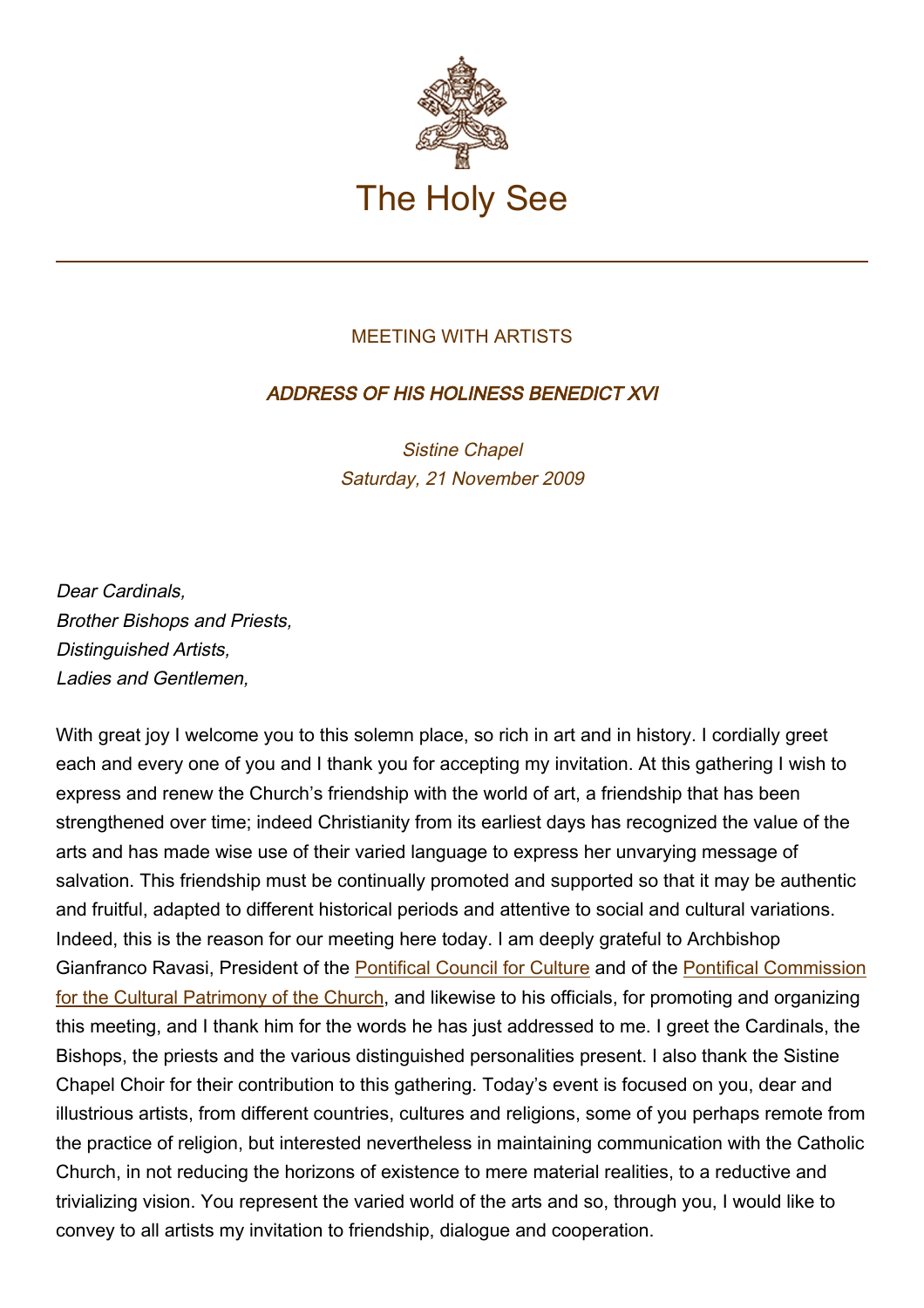# The Holy See

## MEETING WITH ARTISTS

### *ADDRESS OF HIS HOLINESS BENEDICT XVI*

*Sistine Chapel*
*Saturday, 21 November 2009*

*Dear Cardinals,*
*Brother Bishops and Priests,*
*Distinguished Artists,*
*Ladies and Gentlemen,*

With great joy I welcome you to this solemn place, so rich in art and in history. I cordially greet each and every one of you and I thank you for accepting my invitation. At this gathering I wish to express and renew the Church's friendship with the world of art, a friendship that has been strengthened over time; indeed Christianity from its earliest days has recognized the value of the arts and has made wise use of their varied language to express her unvarying message of salvation. This friendship must be continually promoted and supported so that it may be authentic and fruitful, adapted to different historical periods and attentive to social and cultural variations. Indeed, this is the reason for our meeting here today. I am deeply grateful to Archbishop Gianfranco Ravasi, President of the Pontifical Council for Culture and of the Pontifical Commission for the Cultural Patrimony of the Church, and likewise to his officials, for promoting and organizing this meeting, and I thank him for the words he has just addressed to me. I greet the Cardinals, the Bishops, the priests and the various distinguished personalities present. I also thank the Sistine Chapel Choir for their contribution to this gathering. Today's event is focused on you, dear and illustrious artists, from different countries, cultures and religions, some of you perhaps remote from the practice of religion, but interested nevertheless in maintaining communication with the Catholic Church, in not reducing the horizons of existence to mere material realities, to a reductive and trivializing vision. You represent the varied world of the arts and so, through you, I would like to convey to all artists my invitation to friendship, dialogue and cooperation.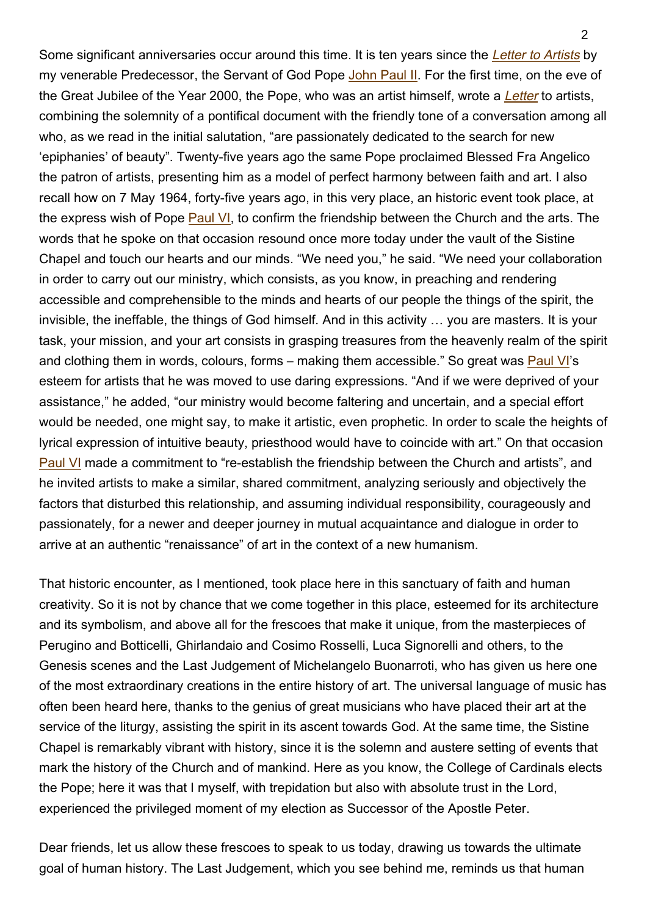Some significant anniversaries occur around this time. It is ten years since the *Letter to Artists* by my venerable Predecessor, the Servant of God Pope John Paul II. For the first time, on the eve of the Great Jubilee of the Year 2000, the Pope, who was an artist himself, wrote a *Letter* to artists, combining the solemnity of a pontifical document with the friendly tone of a conversation among all who, as we read in the initial salutation, "are passionately dedicated to the search for new 'epiphanies' of beauty". Twenty-five years ago the same Pope proclaimed Blessed Fra Angelico the patron of artists, presenting him as a model of perfect harmony between faith and art. I also recall how on 7 May 1964, forty-five years ago, in this very place, an historic event took place, at the express wish of Pope Paul VI, to confirm the friendship between the Church and the arts. The words that he spoke on that occasion resound once more today under the vault of the Sistine Chapel and touch our hearts and our minds. "We need you," he said. "We need your collaboration in order to carry out our ministry, which consists, as you know, in preaching and rendering accessible and comprehensible to the minds and hearts of our people the things of the spirit, the invisible, the ineffable, the things of God himself. And in this activity … you are masters. It is your task, your mission, and your art consists in grasping treasures from the heavenly realm of the spirit and clothing them in words, colours, forms – making them accessible." So great was Paul VI's esteem for artists that he was moved to use daring expressions. "And if we were deprived of your assistance," he added, "our ministry would become faltering and uncertain, and a special effort would be needed, one might say, to make it artistic, even prophetic. In order to scale the heights of lyrical expression of intuitive beauty, priesthood would have to coincide with art." On that occasion Paul VI made a commitment to "re-establish the friendship between the Church and artists", and he invited artists to make a similar, shared commitment, analyzing seriously and objectively the factors that disturbed this relationship, and assuming individual responsibility, courageously and passionately, for a newer and deeper journey in mutual acquaintance and dialogue in order to arrive at an authentic "renaissance" of art in the context of a new humanism.

That historic encounter, as I mentioned, took place here in this sanctuary of faith and human creativity. So it is not by chance that we come together in this place, esteemed for its architecture and its symbolism, and above all for the frescoes that make it unique, from the masterpieces of Perugino and Botticelli, Ghirlandaio and Cosimo Rosselli, Luca Signorelli and others, to the Genesis scenes and the Last Judgement of Michelangelo Buonarroti, who has given us here one of the most extraordinary creations in the entire history of art. The universal language of music has often been heard here, thanks to the genius of great musicians who have placed their art at the service of the liturgy, assisting the spirit in its ascent towards God. At the same time, the Sistine Chapel is remarkably vibrant with history, since it is the solemn and austere setting of events that mark the history of the Church and of mankind. Here as you know, the College of Cardinals elects the Pope; here it was that I myself, with trepidation but also with absolute trust in the Lord, experienced the privileged moment of my election as Successor of the Apostle Peter.

Dear friends, let us allow these frescoes to speak to us today, drawing us towards the ultimate goal of human history. The Last Judgement, which you see behind me, reminds us that human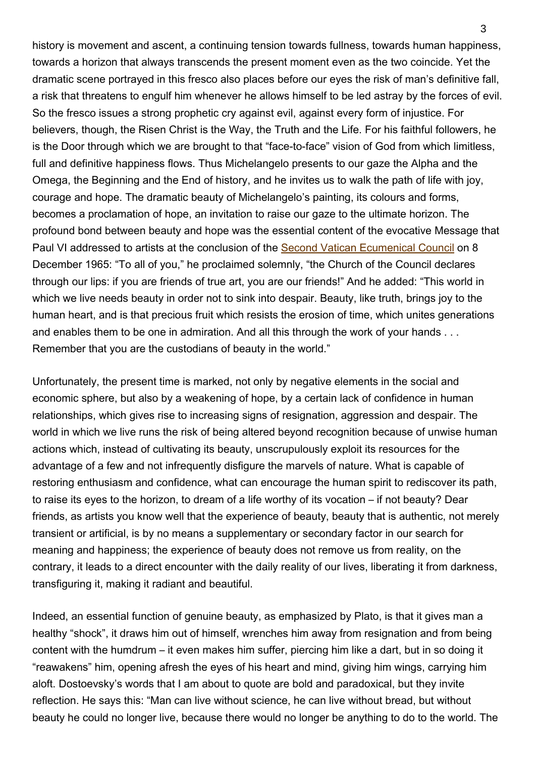history is movement and ascent, a continuing tension towards fullness, towards human happiness, towards a horizon that always transcends the present moment even as the two coincide. Yet the dramatic scene portrayed in this fresco also places before our eyes the risk of man's definitive fall, a risk that threatens to engulf him whenever he allows himself to be led astray by the forces of evil. So the fresco issues a strong prophetic cry against evil, against every form of injustice. For believers, though, the Risen Christ is the Way, the Truth and the Life. For his faithful followers, he is the Door through which we are brought to that "face-to-face" vision of God from which limitless, full and definitive happiness flows. Thus Michelangelo presents to our gaze the Alpha and the Omega, the Beginning and the End of history, and he invites us to walk the path of life with joy, courage and hope. The dramatic beauty of Michelangelo's painting, its colours and forms, becomes a proclamation of hope, an invitation to raise our gaze to the ultimate horizon. The profound bond between beauty and hope was the essential content of the evocative Message that Paul VI addressed to artists at the conclusion of the Second Vatican Ecumenical Council on 8 December 1965: "To all of you," he proclaimed solemnly, "the Church of the Council declares through our lips: if you are friends of true art, you are our friends!" And he added: "This world in which we live needs beauty in order not to sink into despair. Beauty, like truth, brings joy to the human heart, and is that precious fruit which resists the erosion of time, which unites generations and enables them to be one in admiration. And all this through the work of your hands . . . Remember that you are the custodians of beauty in the world."

Unfortunately, the present time is marked, not only by negative elements in the social and economic sphere, but also by a weakening of hope, by a certain lack of confidence in human relationships, which gives rise to increasing signs of resignation, aggression and despair. The world in which we live runs the risk of being altered beyond recognition because of unwise human actions which, instead of cultivating its beauty, unscrupulously exploit its resources for the advantage of a few and not infrequently disfigure the marvels of nature. What is capable of restoring enthusiasm and confidence, what can encourage the human spirit to rediscover its path, to raise its eyes to the horizon, to dream of a life worthy of its vocation – if not beauty? Dear friends, as artists you know well that the experience of beauty, beauty that is authentic, not merely transient or artificial, is by no means a supplementary or secondary factor in our search for meaning and happiness; the experience of beauty does not remove us from reality, on the contrary, it leads to a direct encounter with the daily reality of our lives, liberating it from darkness, transfiguring it, making it radiant and beautiful.

Indeed, an essential function of genuine beauty, as emphasized by Plato, is that it gives man a healthy "shock", it draws him out of himself, wrenches him away from resignation and from being content with the humdrum – it even makes him suffer, piercing him like a dart, but in so doing it "reawakens" him, opening afresh the eyes of his heart and mind, giving him wings, carrying him aloft. Dostoevsky's words that I am about to quote are bold and paradoxical, but they invite reflection. He says this: "Man can live without science, he can live without bread, but without beauty he could no longer live, because there would no longer be anything to do to the world. The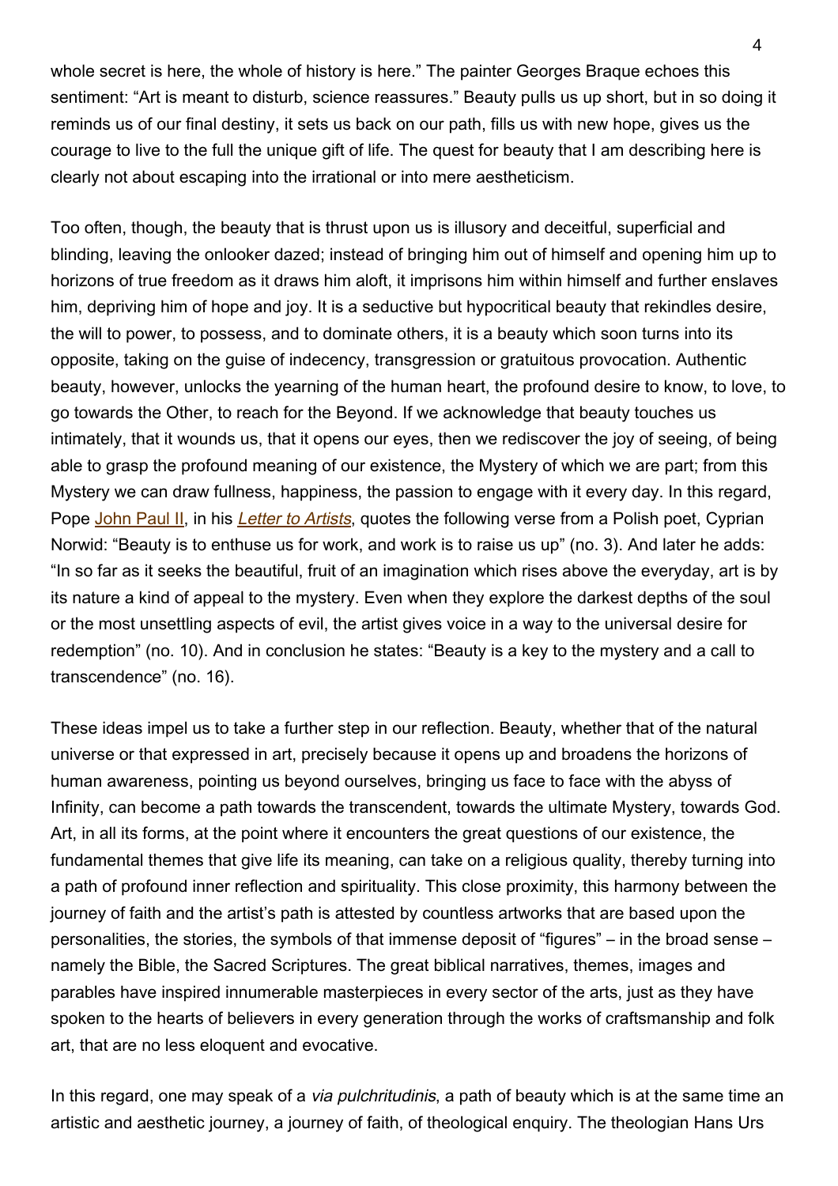whole secret is here, the whole of history is here.” The painter Georges Braque echoes this sentiment: “Art is meant to disturb, science reassures.” Beauty pulls us up short, but in so doing it reminds us of our final destiny, it sets us back on our path, fills us with new hope, gives us the courage to live to the full the unique gift of life. The quest for beauty that I am describing here is clearly not about escaping into the irrational or into mere aestheticism.

Too often, though, the beauty that is thrust upon us is illusory and deceitful, superficial and blinding, leaving the onlooker dazed; instead of bringing him out of himself and opening him up to horizons of true freedom as it draws him aloft, it imprisons him within himself and further enslaves him, depriving him of hope and joy. It is a seductive but hypocritical beauty that rekindles desire, the will to power, to possess, and to dominate others, it is a beauty which soon turns into its opposite, taking on the guise of indecency, transgression or gratuitous provocation. Authentic beauty, however, unlocks the yearning of the human heart, the profound desire to know, to love, to go towards the Other, to reach for the Beyond. If we acknowledge that beauty touches us intimately, that it wounds us, that it opens our eyes, then we rediscover the joy of seeing, of being able to grasp the profound meaning of our existence, the Mystery of which we are part; from this Mystery we can draw fullness, happiness, the passion to engage with it every day. In this regard, Pope John Paul II, in his *Letter to Artists*, quotes the following verse from a Polish poet, Cyprian Norwid: “Beauty is to enthuse us for work, and work is to raise us up” (no. 3). And later he adds: “In so far as it seeks the beautiful, fruit of an imagination which rises above the everyday, art is by its nature a kind of appeal to the mystery. Even when they explore the darkest depths of the soul or the most unsettling aspects of evil, the artist gives voice in a way to the universal desire for redemption” (no. 10). And in conclusion he states: “Beauty is a key to the mystery and a call to transcendence” (no. 16).

These ideas impel us to take a further step in our reflection. Beauty, whether that of the natural universe or that expressed in art, precisely because it opens up and broadens the horizons of human awareness, pointing us beyond ourselves, bringing us face to face with the abyss of Infinity, can become a path towards the transcendent, towards the ultimate Mystery, towards God. Art, in all its forms, at the point where it encounters the great questions of our existence, the fundamental themes that give life its meaning, can take on a religious quality, thereby turning into a path of profound inner reflection and spirituality. This close proximity, this harmony between the journey of faith and the artist’s path is attested by countless artworks that are based upon the personalities, the stories, the symbols of that immense deposit of “figures” – in the broad sense – namely the Bible, the Sacred Scriptures. The great biblical narratives, themes, images and parables have inspired innumerable masterpieces in every sector of the arts, just as they have spoken to the hearts of believers in every generation through the works of craftsmanship and folk art, that are no less eloquent and evocative.

In this regard, one may speak of a *via pulchritudinis*, a path of beauty which is at the same time an artistic and aesthetic journey, a journey of faith, of theological enquiry. The theologian Hans Urs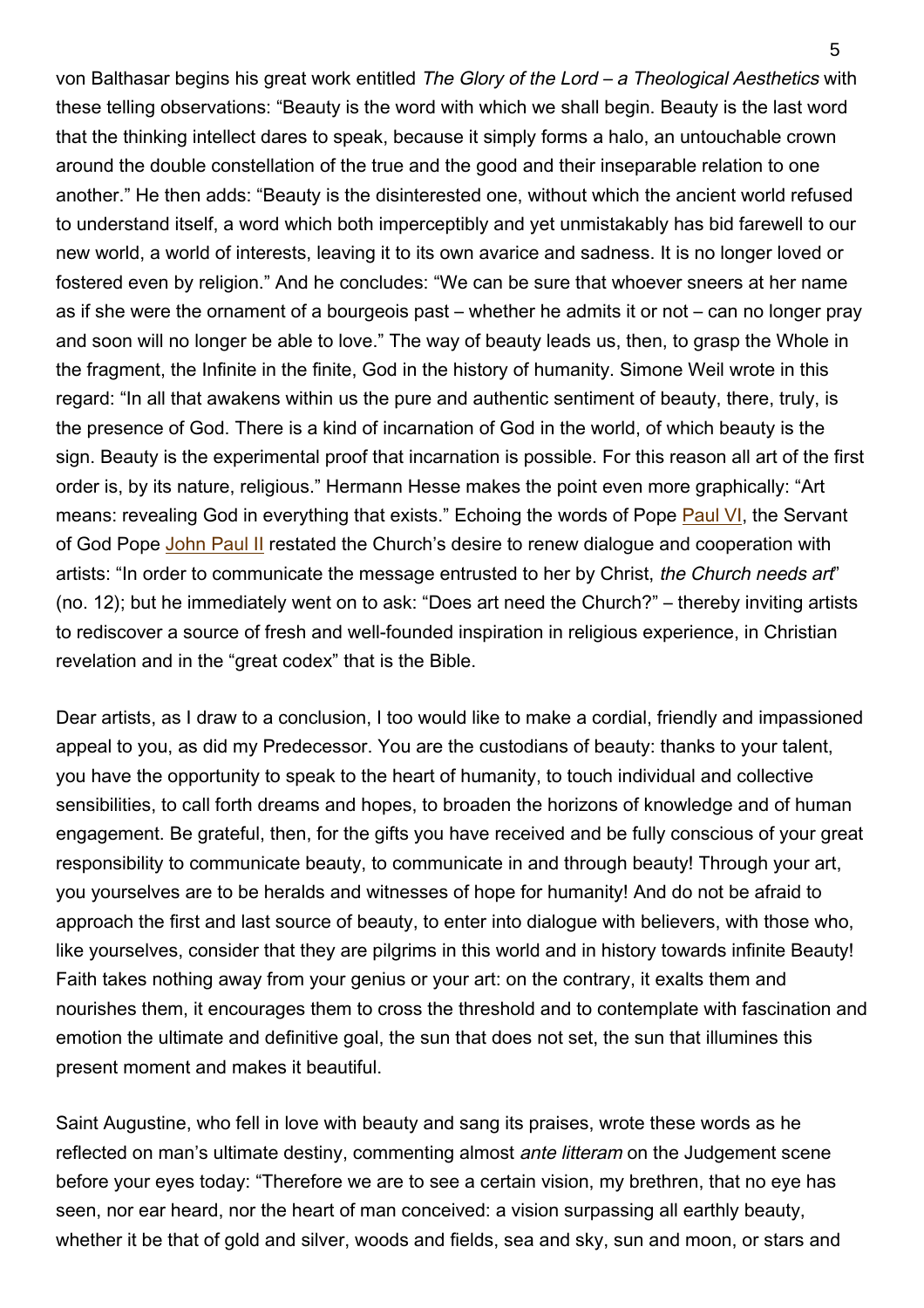von Balthasar begins his great work entitled *The Glory of the Lord – a Theological Aesthetics* with these telling observations: “Beauty is the word with which we shall begin. Beauty is the last word that the thinking intellect dares to speak, because it simply forms a halo, an untouchable crown around the double constellation of the true and the good and their inseparable relation to one another.” He then adds: “Beauty is the disinterested one, without which the ancient world refused to understand itself, a word which both imperceptibly and yet unmistakably has bid farewell to our new world, a world of interests, leaving it to its own avarice and sadness. It is no longer loved or fostered even by religion.” And he concludes: “We can be sure that whoever sneers at her name as if she were the ornament of a bourgeois past – whether he admits it or not – can no longer pray and soon will no longer be able to love.” The way of beauty leads us, then, to grasp the Whole in the fragment, the Infinite in the finite, God in the history of humanity. Simone Weil wrote in this regard: “In all that awakens within us the pure and authentic sentiment of beauty, there, truly, is the presence of God. There is a kind of incarnation of God in the world, of which beauty is the sign. Beauty is the experimental proof that incarnation is possible. For this reason all art of the first order is, by its nature, religious.” Hermann Hesse makes the point even more graphically: “Art means: revealing God in everything that exists.” Echoing the words of Pope Paul VI, the Servant of God Pope John Paul II restated the Church’s desire to renew dialogue and cooperation with artists: “In order to communicate the message entrusted to her by Christ, *the Church needs art*” (no. 12); but he immediately went on to ask: “Does art need the Church?” – thereby inviting artists to rediscover a source of fresh and well-founded inspiration in religious experience, in Christian revelation and in the “great codex” that is the Bible.

Dear artists, as I draw to a conclusion, I too would like to make a cordial, friendly and impassioned appeal to you, as did my Predecessor. You are the custodians of beauty: thanks to your talent, you have the opportunity to speak to the heart of humanity, to touch individual and collective sensibilities, to call forth dreams and hopes, to broaden the horizons of knowledge and of human engagement. Be grateful, then, for the gifts you have received and be fully conscious of your great responsibility to communicate beauty, to communicate in and through beauty! Through your art, you yourselves are to be heralds and witnesses of hope for humanity! And do not be afraid to approach the first and last source of beauty, to enter into dialogue with believers, with those who, like yourselves, consider that they are pilgrims in this world and in history towards infinite Beauty! Faith takes nothing away from your genius or your art: on the contrary, it exalts them and nourishes them, it encourages them to cross the threshold and to contemplate with fascination and emotion the ultimate and definitive goal, the sun that does not set, the sun that illumines this present moment and makes it beautiful.

Saint Augustine, who fell in love with beauty and sang its praises, wrote these words as he reflected on man’s ultimate destiny, commenting almost *ante litteram* on the Judgement scene before your eyes today: “Therefore we are to see a certain vision, my brethren, that no eye has seen, nor ear heard, nor the heart of man conceived: a vision surpassing all earthly beauty, whether it be that of gold and silver, woods and fields, sea and sky, sun and moon, or stars and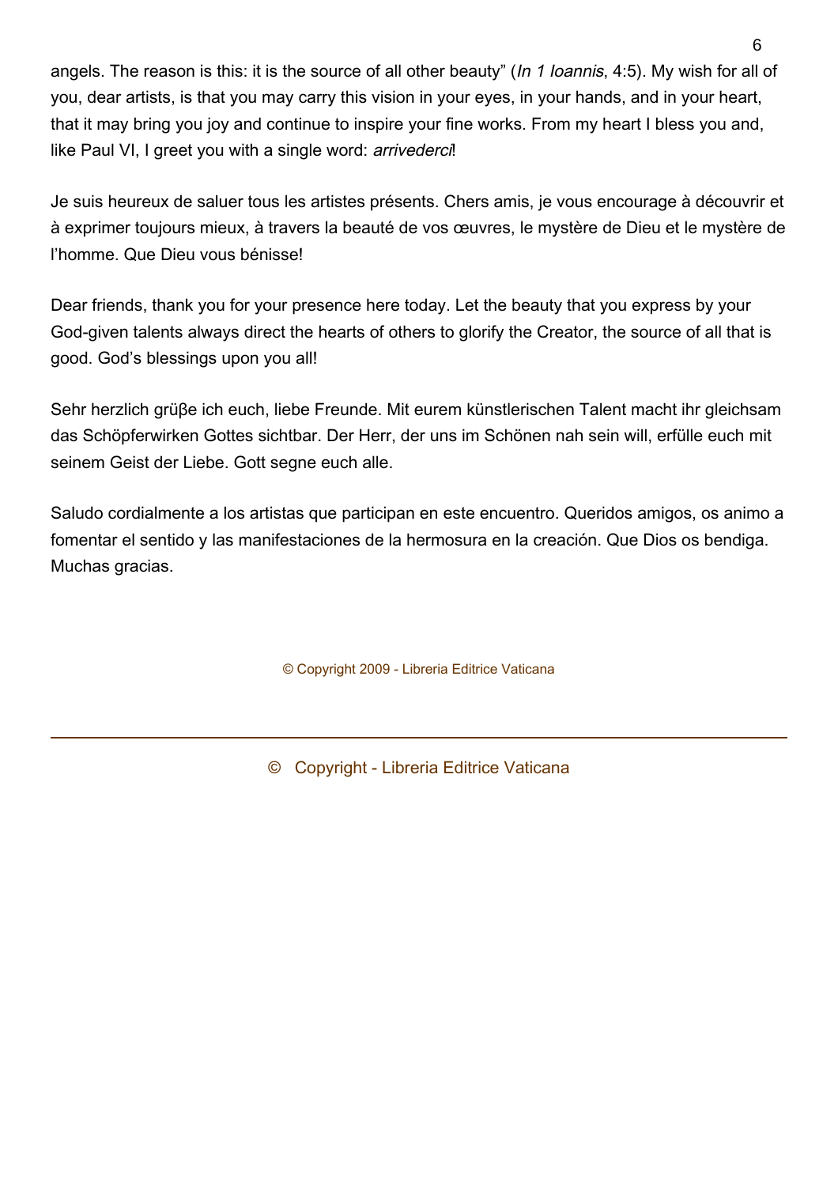angels. The reason is this: it is the source of all other beauty" (*In 1 Ioannis*, 4:5). My wish for all of you, dear artists, is that you may carry this vision in your eyes, in your hands, and in your heart, that it may bring you joy and continue to inspire your fine works. From my heart I bless you and, like Paul VI, I greet you with a single word: *arrivederci*!

Je suis heureux de saluer tous les artistes présents. Chers amis, je vous encourage à découvrir et à exprimer toujours mieux, à travers la beauté de vos œuvres, le mystère de Dieu et le mystère de l'homme. Que Dieu vous bénisse!

Dear friends, thank you for your presence here today. Let the beauty that you express by your God-given talents always direct the hearts of others to glorify the Creator, the source of all that is good. God's blessings upon you all!

Sehr herzlich grüβe ich euch, liebe Freunde. Mit eurem künstlerischen Talent macht ihr gleichsam das Schöpferwirken Gottes sichtbar. Der Herr, der uns im Schönen nah sein will, erfülle euch mit seinem Geist der Liebe. Gott segne euch alle.

Saludo cordialmente a los artistas que participan en este encuentro. Queridos amigos, os animo a fomentar el sentido y las manifestaciones de la hermosura en la creación. Que Dios os bendiga. Muchas gracias.

© Copyright 2009 - Libreria Editrice Vaticana

---

© Copyright - Libreria Editrice Vaticana